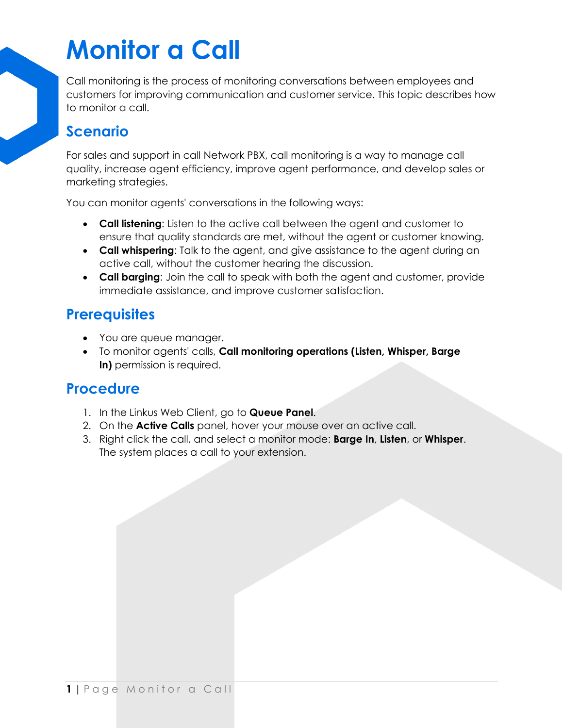# Monitor a Call

Call monitoring is the process of monitoring conversations between employees and customers for improving communication and customer service. This topic describes how to monitor a call.

## Scenario

For sales and support in call Network PBX, call monitoring is a way to manage call quality, increase agent efficiency, improve agent performance, and develop sales or marketing strategies.

You can monitor agents' conversations in the following ways:

- **Call listening**: Listen to the active call between the agent and customer to ensure that quality standards are met, without the agent or customer knowing.
- **Call whispering**: Talk to the agent, and give assistance to the agent during an active call, without the customer hearing the discussion.
- **Call barging**: Join the call to speak with both the agent and customer, provide immediate assistance, and improve customer satisfaction.

## Prerequisites

- You are queue manager.
- To monitor agents' calls, **Call monitoring operations (Listen, Whisper, Barge In)** permission is required.

## Procedure

1. In the Linkus Web Client, go to **Queue Panel**.
2. On the **Active Calls** panel, hover your mouse over an active call.
3. Right click the call, and select a monitor mode: **Barge In**, **Listen**, or **Whisper**. The system places a call to your extension.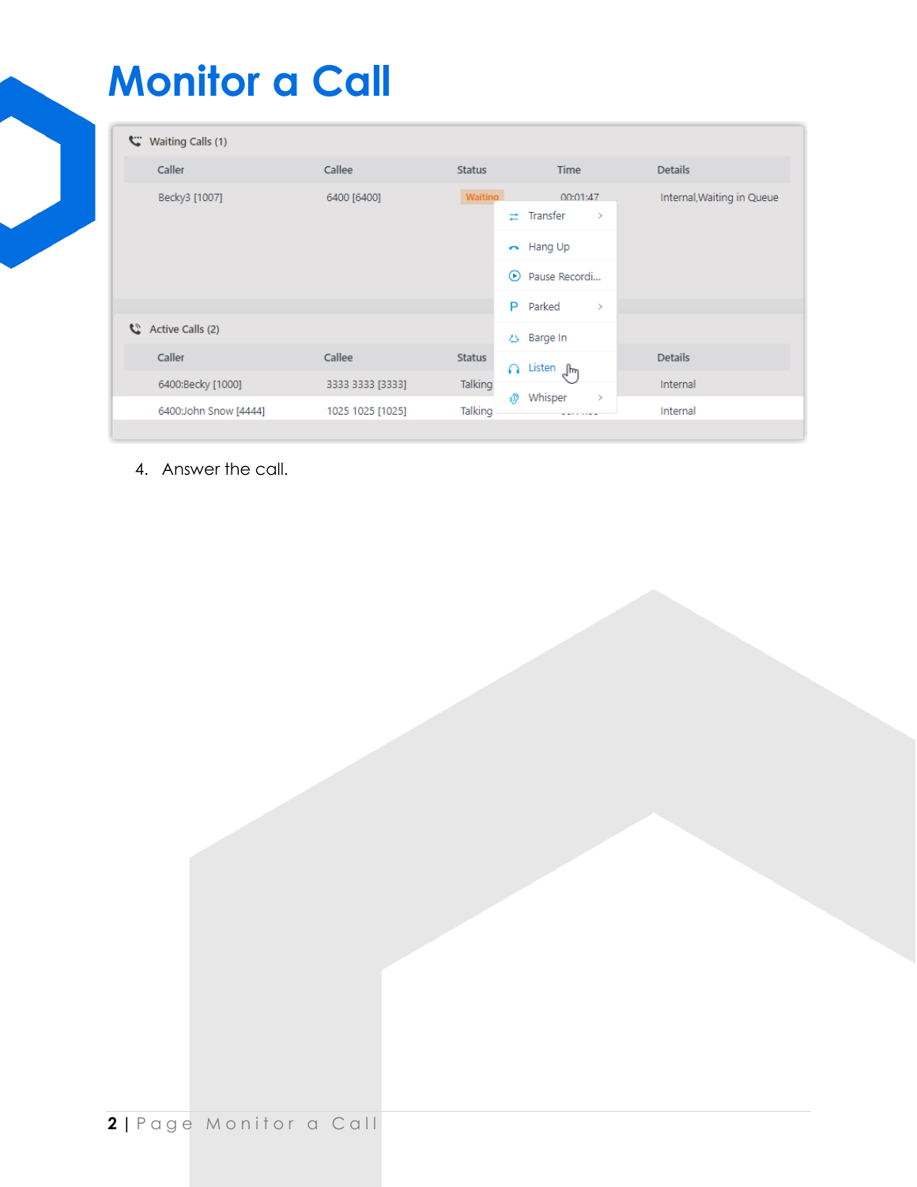# Monitor a Call

4. Answer the call.